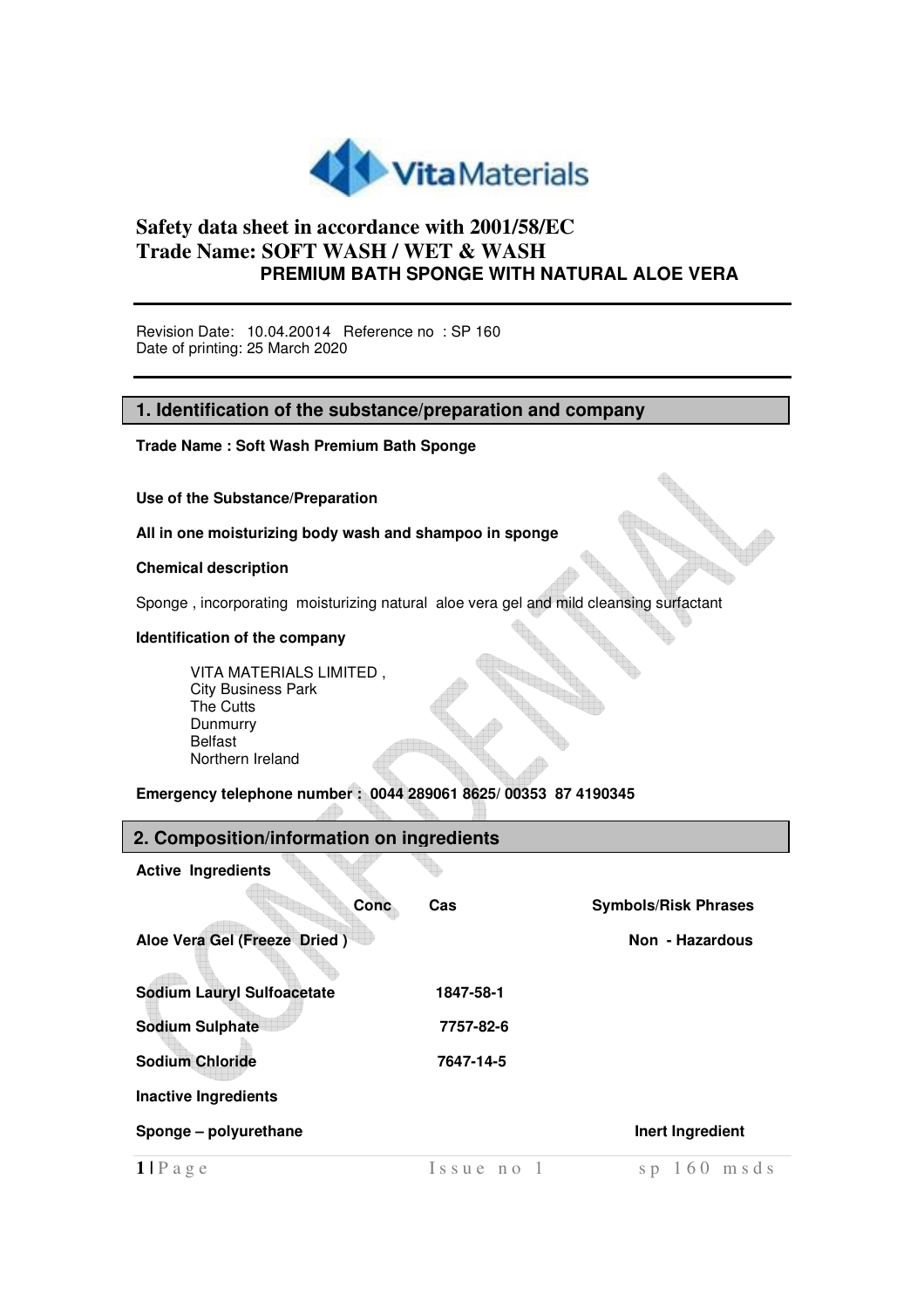# Safety data sheet in accordance with 2001/58/EC
# Trade Name: SOFT WASH / WET & WASH
## PREMIUM BATH SPONGE WITH NATURAL ALOE VERA

Revision Date: 10.04.20014 Reference no : SP 160
Date of printing: 25 March 2020

## 1. Identification of the substance/preparation and company

**Trade Name : Soft Wash Premium Bath Sponge**

**Use of the Substance/Preparation**

**All in one moisturizing body wash and shampoo in sponge**

**Chemical description**

Sponge , incorporating moisturizing natural aloe vera gel and mild cleansing surfactant

**Identification of the company**

VITA MATERIALS LIMITED ,
City Business Park
The Cutts
Dunmurry
Belfast
Northern Ireland

**Emergency telephone number : 0044 289061 8625/ 00353 87 4190345**

## 2. Composition/information on ingredients

**Active Ingredients**

| | Conc | Cas | Symbols/Risk Phrases |
|---|---|---|---|
| **Aloe Vera Gel (Freeze Dried )** | | | **Non - Hazardous** |
| **Sodium Lauryl Sulfoacetate** | | **1847-58-1** | |
| **Sodium Sulphate** | | **7757-82-6** | |
| **Sodium Chloride** | | **7647-14-5** | |

**Inactive Ingredients**

| | | | |
|---|---|---|---|
| **Sponge – polyurethane** | | | **Inert Ingredient** |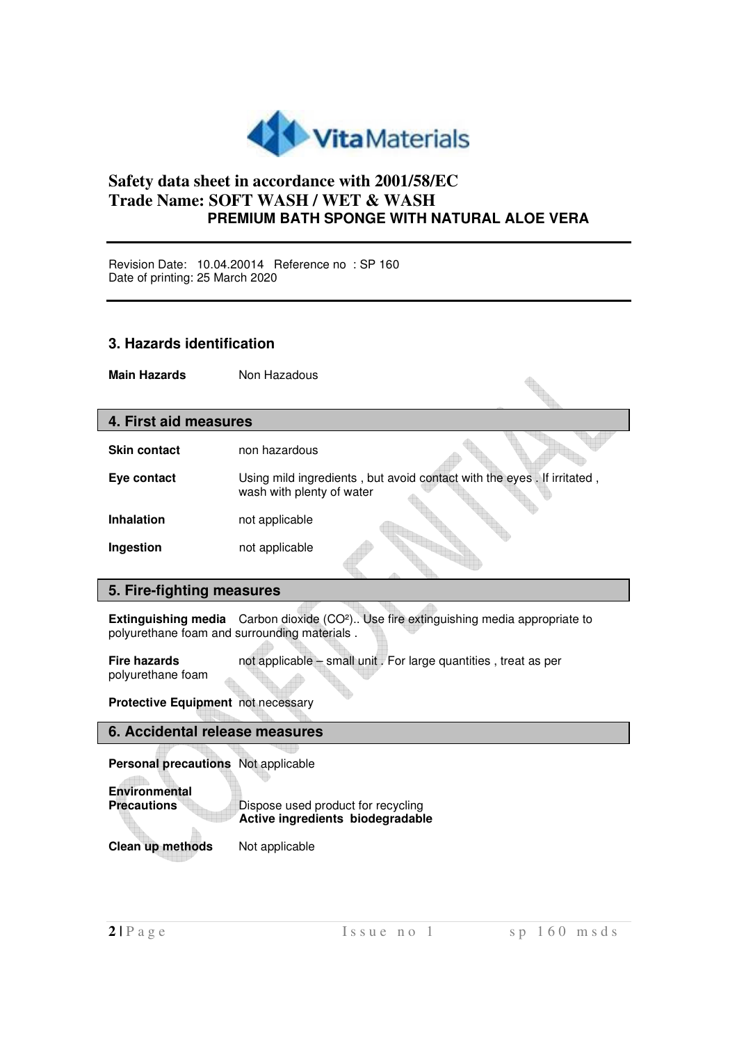# Safety data sheet in accordance with 2001/58/EC

**Trade Name: SOFT WASH / WET & WASH**

**PREMIUM BATH SPONGE WITH NATURAL ALOE VERA**

Revision Date: 10.04.20014 Reference no : SP 160
Date of printing: 25 March 2020

## 3. Hazards identification

**Main Hazards** Non Hazadous

## 4. First aid measures

**Skin contact** non hazardous

**Eye contact** Using mild ingredients , but avoid contact with the eyes . If irritated , wash with plenty of water

**Inhalation** not applicable

**Ingestion** not applicable

## 5. Fire-fighting measures

**Extinguishing media** Carbon dioxide (CO²).. Use fire extinguishing media appropriate to polyurethane foam and surrounding materials .

**Fire hazards** not applicable – small unit . For large quantities , treat as per polyurethane foam

**Protective Equipment** not necessary

## 6. Accidental release measures

**Personal precautions** Not applicable

**Environmental Precautions** Dispose used product for recycling
**Active ingredients biodegradable**

**Clean up methods** Not applicable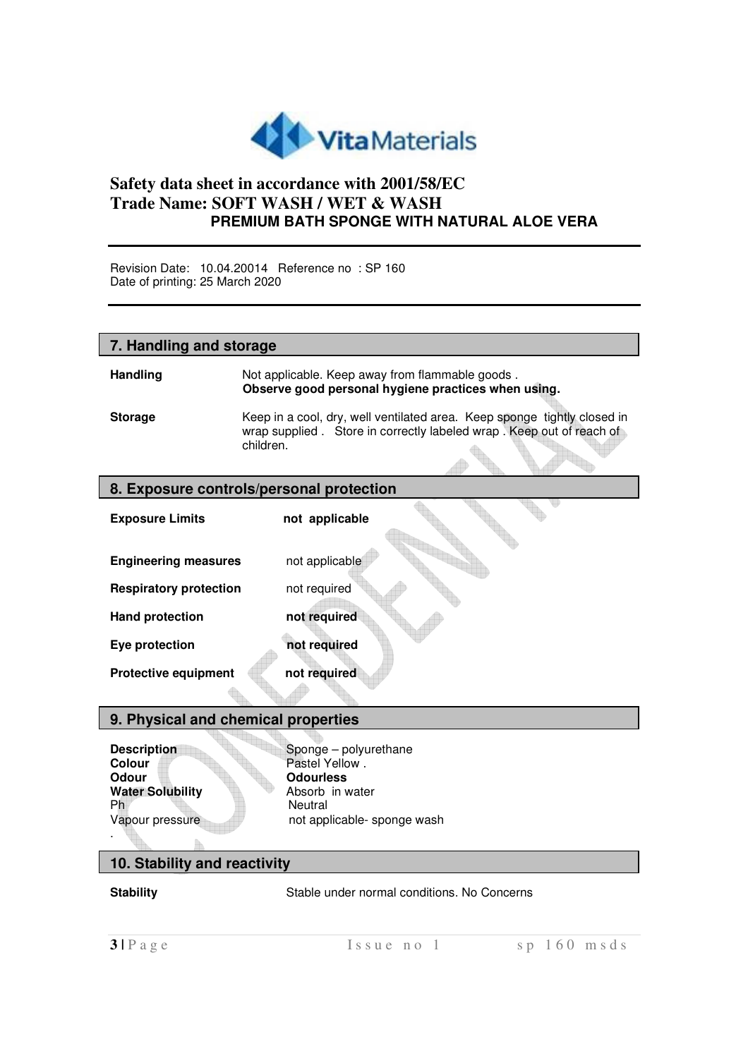# Safety data sheet in accordance with 2001/58/EC

## Trade Name: SOFT WASH / WET & WASH

**PREMIUM BATH SPONGE WITH NATURAL ALOE VERA**

Revision Date: 10.04.20014 Reference no : SP 160
Date of printing: 25 March 2020

## 7. Handling and storage

| | |
|---|---|
| **Handling** | Not applicable. Keep away from flammable goods . **Observe good personal hygiene practices when using.** |
| **Storage** | Keep in a cool, dry, well ventilated area. Keep sponge tightly closed in wrap supplied . Store in correctly labeled wrap . Keep out of reach of children. |

## 8. Exposure controls/personal protection

| | |
|---|---|
| **Exposure Limits** | **not applicable** |
| **Engineering measures** | not applicable |
| **Respiratory protection** | not required |
| **Hand protection** | **not required** |
| **Eye protection** | **not required** |
| **Protective equipment** | **not required** |

## 9. Physical and chemical properties

| | |
|---|---|
| **Description** | Sponge – polyurethane |
| **Colour** | Pastel Yellow . |
| **Odour** | **Odourless** |
| **Water Solubility** | Absorb in water |
| Ph | Neutral |
| Vapour pressure | not applicable- sponge wash |

.

## 10. Stability and reactivity

| | |
|---|---|
| **Stability** | Stable under normal conditions. No Concerns |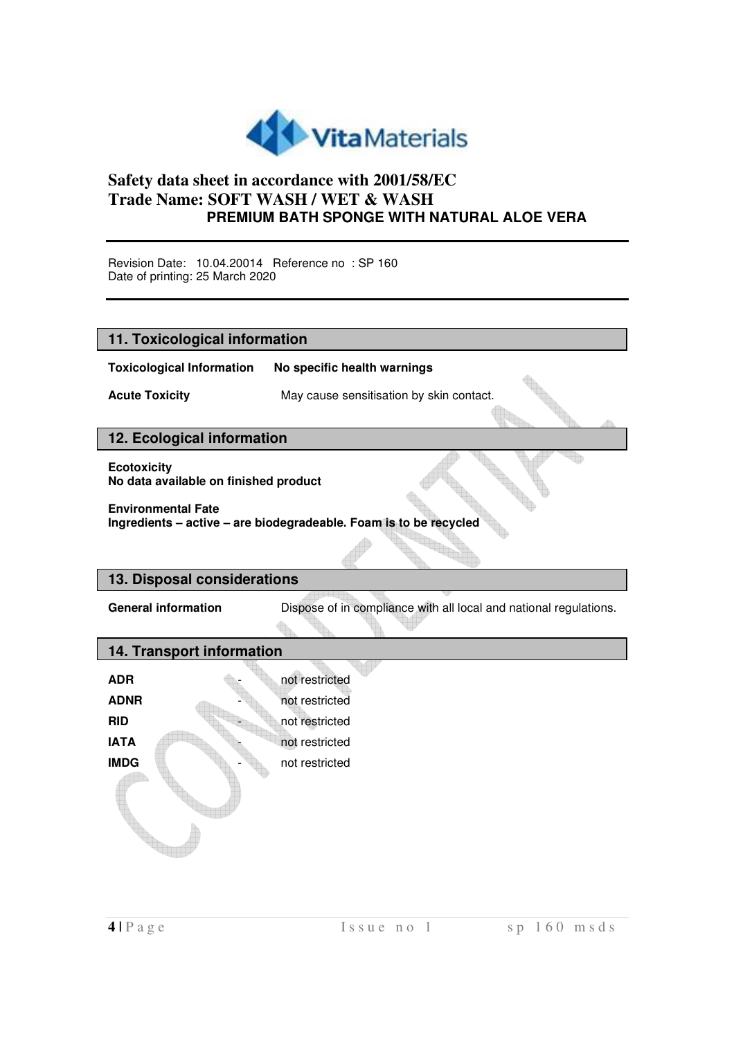**Safety data sheet in accordance with 2001/58/EC**
**Trade Name: SOFT WASH / WET & WASH**
**PREMIUM BATH SPONGE WITH NATURAL ALOE VERA**

Revision Date: 10.04.20014 Reference no : SP 160
Date of printing: 25 March 2020

## 11. Toxicological information

**Toxicological Information** **No specific health warnings**

**Acute Toxicity** May cause sensitisation by skin contact.

## 12. Ecological information

**Ecotoxicity**
**No data available on finished product**

**Environmental Fate**
**Ingredients – active – are biodegradeable. Foam is to be recycled**

## 13. Disposal considerations

**General information** Dispose of in compliance with all local and national regulations.

## 14. Transport information

| | | |
|---|---|---|
| **ADR** | - | not restricted |
| **ADNR** | - | not restricted |
| **RID** | - | not restricted |
| **IATA** | - | not restricted |
| **IMDG** | - | not restricted |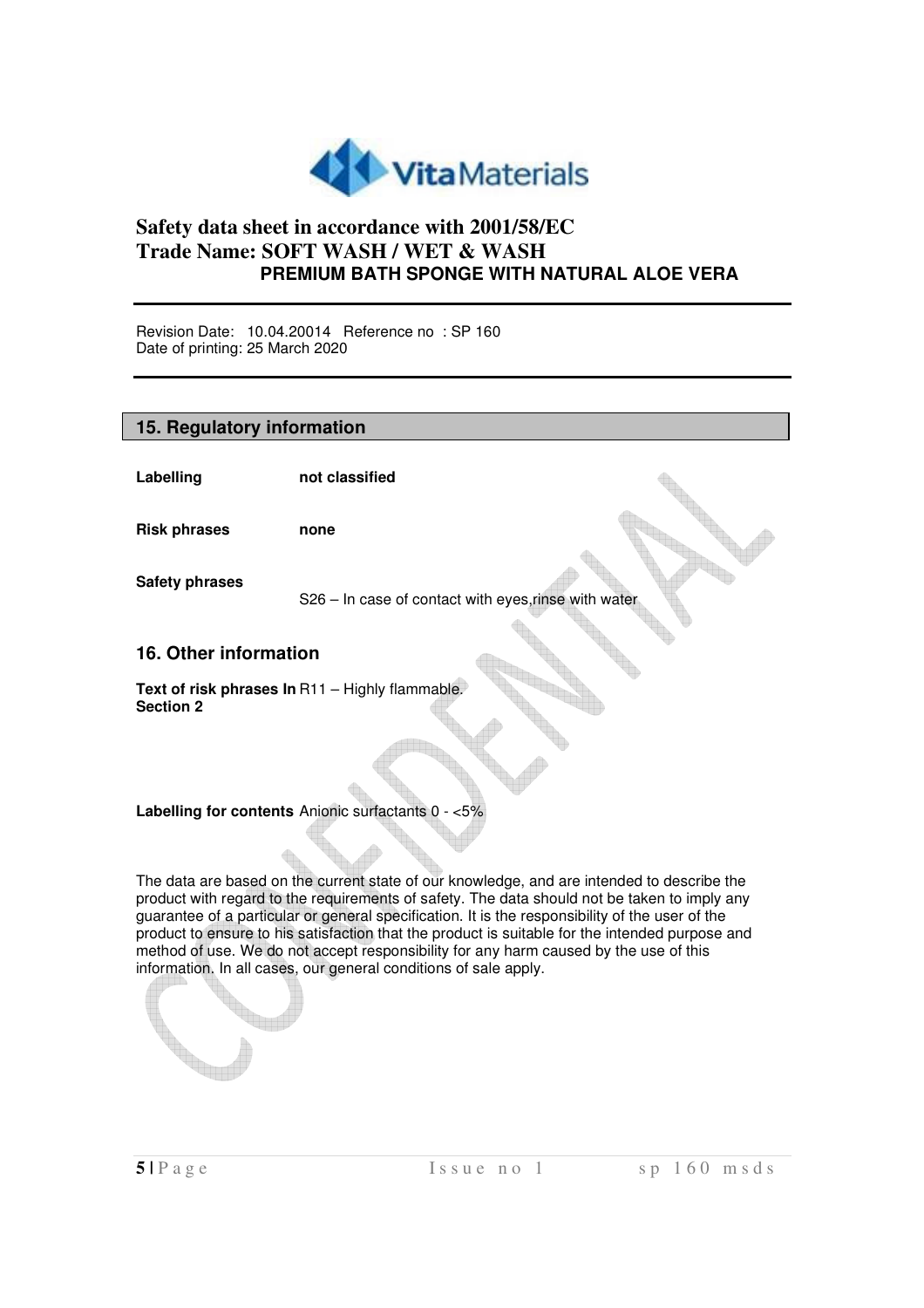# Safety data sheet in accordance with 2001/58/EC
# Trade Name: SOFT WASH / WET & WASH
## PREMIUM BATH SPONGE WITH NATURAL ALOE VERA

Revision Date: 10.04.20014 Reference no : SP 160
Date of printing: 25 March 2020

## 15. Regulatory information

| | |
|---|---|
| **Labelling** | **not classified** |
| **Risk phrases** | **none** |
| **Safety phrases** | S26 – In case of contact with eyes,rinse with water |

## 16. Other information

**Text of risk phrases In Section 2** R11 – Highly flammable.

**Labelling for contents** Anionic surfactants 0 - <5%

The data are based on the current state of our knowledge, and are intended to describe the product with regard to the requirements of safety. The data should not be taken to imply any guarantee of a particular or general specification. It is the responsibility of the user of the product to ensure to his satisfaction that the product is suitable for the intended purpose and method of use. We do not accept responsibility for any harm caused by the use of this information. In all cases, our general conditions of sale apply.